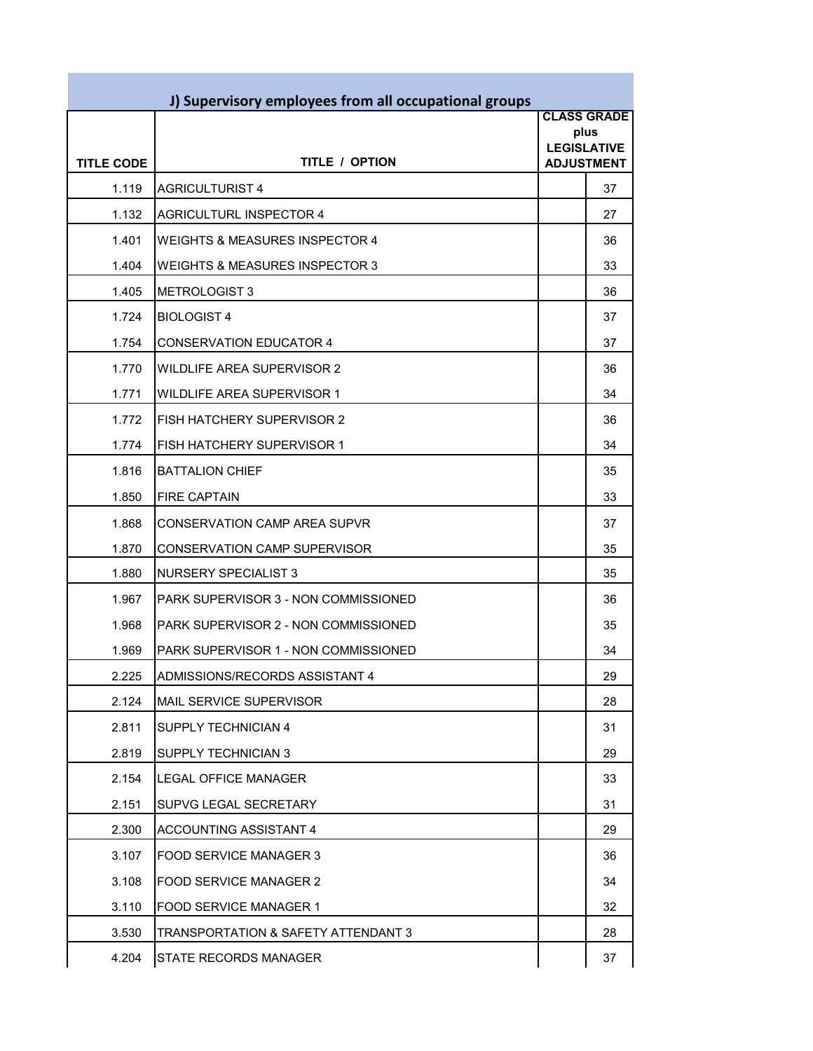## J) Supervisory employees from all occupational groups

| TITLE CODE | TITLE / OPTION | CLASS GRADE plus LEGISLATIVE ADJUSTMENT | |
|---|---|---|---|
| 1.119 | AGRICULTURIST 4 | | 37 |
| 1.132 | AGRICULTURL INSPECTOR 4 | | 27 |
| 1.401 | WEIGHTS & MEASURES INSPECTOR 4 | | 36 |
| 1.404 | WEIGHTS & MEASURES INSPECTOR 3 | | 33 |
| 1.405 | METROLOGIST 3 | | 36 |
| 1.724 | BIOLOGIST 4 | | 37 |
| 1.754 | CONSERVATION EDUCATOR 4 | | 37 |
| 1.770 | WILDLIFE AREA SUPERVISOR 2 | | 36 |
| 1.771 | WILDLIFE AREA SUPERVISOR 1 | | 34 |
| 1.772 | FISH HATCHERY SUPERVISOR 2 | | 36 |
| 1.774 | FISH HATCHERY SUPERVISOR 1 | | 34 |
| 1.816 | BATTALION CHIEF | | 35 |
| 1.850 | FIRE CAPTAIN | | 33 |
| 1.868 | CONSERVATION CAMP AREA SUPVR | | 37 |
| 1.870 | CONSERVATION CAMP SUPERVISOR | | 35 |
| 1.880 | NURSERY SPECIALIST 3 | | 35 |
| 1.967 | PARK SUPERVISOR 3 - NON COMMISSIONED | | 36 |
| 1.968 | PARK SUPERVISOR 2 - NON COMMISSIONED | | 35 |
| 1.969 | PARK SUPERVISOR 1 - NON COMMISSIONED | | 34 |
| 2.225 | ADMISSIONS/RECORDS ASSISTANT 4 | | 29 |
| 2.124 | MAIL SERVICE SUPERVISOR | | 28 |
| 2.811 | SUPPLY TECHNICIAN 4 | | 31 |
| 2.819 | SUPPLY TECHNICIAN 3 | | 29 |
| 2.154 | LEGAL OFFICE MANAGER | | 33 |
| 2.151 | SUPVG LEGAL SECRETARY | | 31 |
| 2.300 | ACCOUNTING ASSISTANT 4 | | 29 |
| 3.107 | FOOD SERVICE MANAGER 3 | | 36 |
| 3.108 | FOOD SERVICE MANAGER 2 | | 34 |
| 3.110 | FOOD SERVICE MANAGER 1 | | 32 |
| 3.530 | TRANSPORTATION & SAFETY ATTENDANT 3 | | 28 |
| 4.204 | STATE RECORDS MANAGER | | 37 |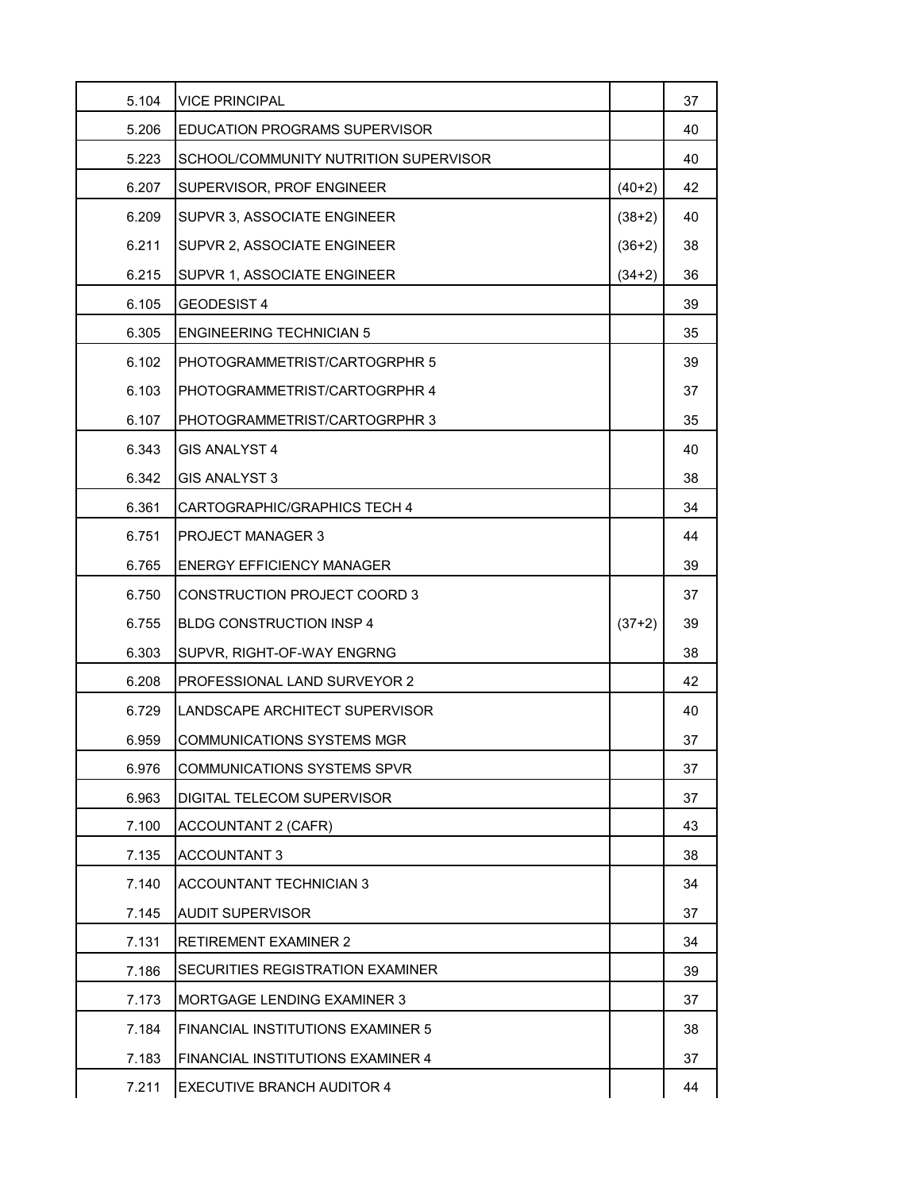| | | | |
|---|---|---|---|
| 5.104 | VICE PRINCIPAL | | 37 |
| 5.206 | EDUCATION PROGRAMS SUPERVISOR | | 40 |
| 5.223 | SCHOOL/COMMUNITY NUTRITION SUPERVISOR | | 40 |
| 6.207 | SUPERVISOR, PROF ENGINEER | (40+2) | 42 |
| 6.209 | SUPVR 3, ASSOCIATE ENGINEER | (38+2) | 40 |
| 6.211 | SUPVR 2, ASSOCIATE ENGINEER | (36+2) | 38 |
| 6.215 | SUPVR 1, ASSOCIATE ENGINEER | (34+2) | 36 |
| 6.105 | GEODESIST 4 | | 39 |
| 6.305 | ENGINEERING TECHNICIAN 5 | | 35 |
| 6.102 | PHOTOGRAMMETRIST/CARTOGRPHR 5 | | 39 |
| 6.103 | PHOTOGRAMMETRIST/CARTOGRPHR 4 | | 37 |
| 6.107 | PHOTOGRAMMETRIST/CARTOGRPHR 3 | | 35 |
| 6.343 | GIS ANALYST 4 | | 40 |
| 6.342 | GIS ANALYST 3 | | 38 |
| 6.361 | CARTOGRAPHIC/GRAPHICS TECH 4 | | 34 |
| 6.751 | PROJECT MANAGER 3 | | 44 |
| 6.765 | ENERGY EFFICIENCY MANAGER | | 39 |
| 6.750 | CONSTRUCTION PROJECT COORD 3 | | 37 |
| 6.755 | BLDG CONSTRUCTION INSP 4 | (37+2) | 39 |
| 6.303 | SUPVR, RIGHT-OF-WAY ENGRNG | | 38 |
| 6.208 | PROFESSIONAL LAND SURVEYOR 2 | | 42 |
| 6.729 | LANDSCAPE ARCHITECT SUPERVISOR | | 40 |
| 6.959 | COMMUNICATIONS SYSTEMS MGR | | 37 |
| 6.976 | COMMUNICATIONS SYSTEMS SPVR | | 37 |
| 6.963 | DIGITAL TELECOM SUPERVISOR | | 37 |
| 7.100 | ACCOUNTANT 2 (CAFR) | | 43 |
| 7.135 | ACCOUNTANT 3 | | 38 |
| 7.140 | ACCOUNTANT TECHNICIAN 3 | | 34 |
| 7.145 | AUDIT SUPERVISOR | | 37 |
| 7.131 | RETIREMENT EXAMINER 2 | | 34 |
| 7.186 | SECURITIES REGISTRATION EXAMINER | | 39 |
| 7.173 | MORTGAGE LENDING EXAMINER 3 | | 37 |
| 7.184 | FINANCIAL INSTITUTIONS EXAMINER 5 | | 38 |
| 7.183 | FINANCIAL INSTITUTIONS EXAMINER 4 | | 37 |
| 7.211 | EXECUTIVE BRANCH AUDITOR 4 | | 44 |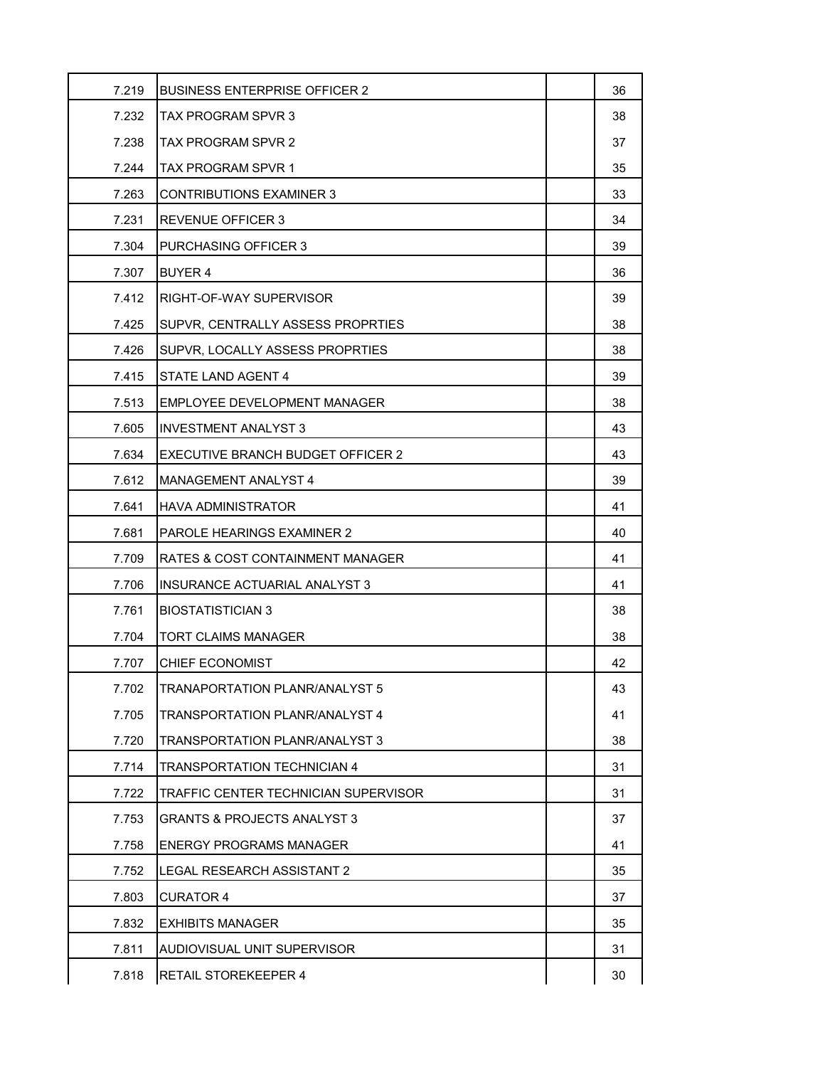| | | | |
|---|---|---|---|
| 7.219 | BUSINESS ENTERPRISE OFFICER 2 | | 36 |
| 7.232 | TAX PROGRAM SPVR 3 | | 38 |
| 7.238 | TAX PROGRAM SPVR 2 | | 37 |
| 7.244 | TAX PROGRAM SPVR 1 | | 35 |
| 7.263 | CONTRIBUTIONS EXAMINER 3 | | 33 |
| 7.231 | REVENUE OFFICER 3 | | 34 |
| 7.304 | PURCHASING OFFICER 3 | | 39 |
| 7.307 | BUYER 4 | | 36 |
| 7.412 | RIGHT-OF-WAY SUPERVISOR | | 39 |
| 7.425 | SUPVR, CENTRALLY ASSESS PROPRTIES | | 38 |
| 7.426 | SUPVR, LOCALLY ASSESS PROPRTIES | | 38 |
| 7.415 | STATE LAND AGENT 4 | | 39 |
| 7.513 | EMPLOYEE DEVELOPMENT MANAGER | | 38 |
| 7.605 | INVESTMENT ANALYST 3 | | 43 |
| 7.634 | EXECUTIVE BRANCH BUDGET OFFICER 2 | | 43 |
| 7.612 | MANAGEMENT ANALYST 4 | | 39 |
| 7.641 | HAVA ADMINISTRATOR | | 41 |
| 7.681 | PAROLE HEARINGS EXAMINER 2 | | 40 |
| 7.709 | RATES & COST CONTAINMENT MANAGER | | 41 |
| 7.706 | INSURANCE ACTUARIAL ANALYST 3 | | 41 |
| 7.761 | BIOSTATISTICIAN 3 | | 38 |
| 7.704 | TORT CLAIMS MANAGER | | 38 |
| 7.707 | CHIEF ECONOMIST | | 42 |
| 7.702 | TRANAPORTATION PLANR/ANALYST 5 | | 43 |
| 7.705 | TRANSPORTATION PLANR/ANALYST 4 | | 41 |
| 7.720 | TRANSPORTATION PLANR/ANALYST 3 | | 38 |
| 7.714 | TRANSPORTATION TECHNICIAN 4 | | 31 |
| 7.722 | TRAFFIC CENTER TECHNICIAN SUPERVISOR | | 31 |
| 7.753 | GRANTS & PROJECTS ANALYST 3 | | 37 |
| 7.758 | ENERGY PROGRAMS MANAGER | | 41 |
| 7.752 | LEGAL RESEARCH ASSISTANT 2 | | 35 |
| 7.803 | CURATOR 4 | | 37 |
| 7.832 | EXHIBITS MANAGER | | 35 |
| 7.811 | AUDIOVISUAL UNIT SUPERVISOR | | 31 |
| 7.818 | RETAIL STOREKEEPER 4 | | 30 |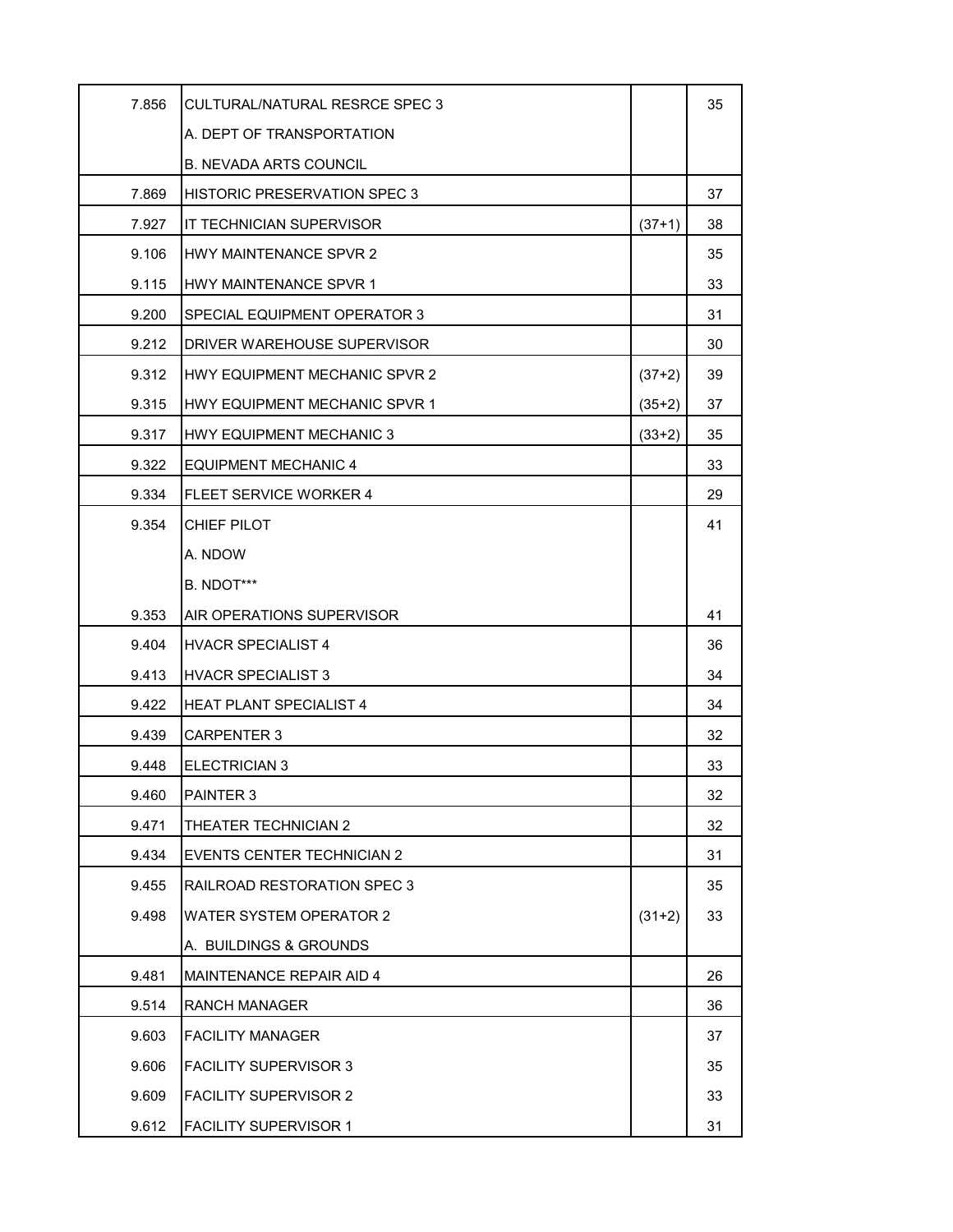| | | | |
|---|---|---|---|
| 7.856 | CULTURAL/NATURAL RESRCE SPEC 3 | | 35 |
| | A. DEPT OF TRANSPORTATION | | |
| | B. NEVADA ARTS COUNCIL | | |
| 7.869 | HISTORIC PRESERVATION SPEC 3 | | 37 |
| 7.927 | IT TECHNICIAN SUPERVISOR | (37+1) | 38 |
| 9.106 | HWY MAINTENANCE SPVR 2 | | 35 |
| 9.115 | HWY MAINTENANCE SPVR 1 | | 33 |
| 9.200 | SPECIAL EQUIPMENT OPERATOR 3 | | 31 |
| 9.212 | DRIVER WAREHOUSE SUPERVISOR | | 30 |
| 9.312 | HWY EQUIPMENT MECHANIC SPVR 2 | (37+2) | 39 |
| 9.315 | HWY EQUIPMENT MECHANIC SPVR 1 | (35+2) | 37 |
| 9.317 | HWY EQUIPMENT MECHANIC 3 | (33+2) | 35 |
| 9.322 | EQUIPMENT MECHANIC 4 | | 33 |
| 9.334 | FLEET SERVICE WORKER 4 | | 29 |
| 9.354 | CHIEF PILOT | | 41 |
| | A. NDOW | | |
| | B. NDOT*** | | |
| 9.353 | AIR OPERATIONS SUPERVISOR | | 41 |
| 9.404 | HVACR SPECIALIST 4 | | 36 |
| 9.413 | HVACR SPECIALIST 3 | | 34 |
| 9.422 | HEAT PLANT SPECIALIST 4 | | 34 |
| 9.439 | CARPENTER 3 | | 32 |
| 9.448 | ELECTRICIAN 3 | | 33 |
| 9.460 | PAINTER 3 | | 32 |
| 9.471 | THEATER TECHNICIAN 2 | | 32 |
| 9.434 | EVENTS CENTER TECHNICIAN 2 | | 31 |
| 9.455 | RAILROAD RESTORATION SPEC 3 | | 35 |
| 9.498 | WATER SYSTEM OPERATOR 2 | (31+2) | 33 |
| | A. BUILDINGS & GROUNDS | | |
| 9.481 | MAINTENANCE REPAIR AID 4 | | 26 |
| 9.514 | RANCH MANAGER | | 36 |
| 9.603 | FACILITY MANAGER | | 37 |
| 9.606 | FACILITY SUPERVISOR 3 | | 35 |
| 9.609 | FACILITY SUPERVISOR 2 | | 33 |
| 9.612 | FACILITY SUPERVISOR 1 | | 31 |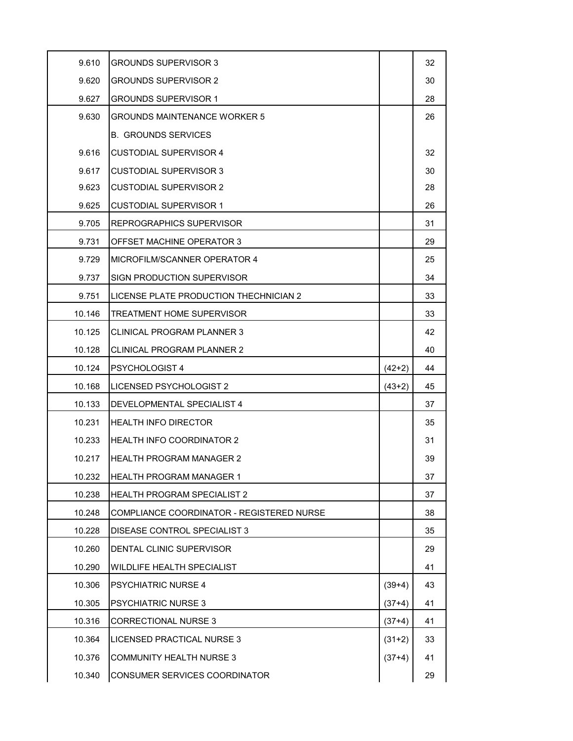| | | | |
|---|---|---|---|
| 9.610 | GROUNDS SUPERVISOR 3 | | 32 |
| 9.620 | GROUNDS SUPERVISOR 2 | | 30 |
| 9.627 | GROUNDS SUPERVISOR 1 | | 28 |
| 9.630 | GROUNDS MAINTENANCE WORKER 5 | | 26 |
| | B. GROUNDS SERVICES | | |
| 9.616 | CUSTODIAL SUPERVISOR 4 | | 32 |
| 9.617 | CUSTODIAL SUPERVISOR 3 | | 30 |
| 9.623 | CUSTODIAL SUPERVISOR 2 | | 28 |
| 9.625 | CUSTODIAL SUPERVISOR 1 | | 26 |
| 9.705 | REPROGRAPHICS SUPERVISOR | | 31 |
| 9.731 | OFFSET MACHINE OPERATOR 3 | | 29 |
| 9.729 | MICROFILM/SCANNER OPERATOR 4 | | 25 |
| 9.737 | SIGN PRODUCTION SUPERVISOR | | 34 |
| 9.751 | LICENSE PLATE PRODUCTION THECHNICIAN 2 | | 33 |
| 10.146 | TREATMENT HOME SUPERVISOR | | 33 |
| 10.125 | CLINICAL PROGRAM PLANNER 3 | | 42 |
| 10.128 | CLINICAL PROGRAM PLANNER 2 | | 40 |
| 10.124 | PSYCHOLOGIST 4 | (42+2) | 44 |
| 10.168 | LICENSED PSYCHOLOGIST 2 | (43+2) | 45 |
| 10.133 | DEVELOPMENTAL SPECIALIST 4 | | 37 |
| 10.231 | HEALTH INFO DIRECTOR | | 35 |
| 10.233 | HEALTH INFO COORDINATOR 2 | | 31 |
| 10.217 | HEALTH PROGRAM MANAGER 2 | | 39 |
| 10.232 | HEALTH PROGRAM MANAGER 1 | | 37 |
| 10.238 | HEALTH PROGRAM SPECIALIST 2 | | 37 |
| 10.248 | COMPLIANCE COORDINATOR - REGISTERED NURSE | | 38 |
| 10.228 | DISEASE CONTROL SPECIALIST 3 | | 35 |
| 10.260 | DENTAL CLINIC SUPERVISOR | | 29 |
| 10.290 | WILDLIFE HEALTH SPECIALIST | | 41 |
| 10.306 | PSYCHIATRIC NURSE 4 | (39+4) | 43 |
| 10.305 | PSYCHIATRIC NURSE 3 | (37+4) | 41 |
| 10.316 | CORRECTIONAL NURSE 3 | (37+4) | 41 |
| 10.364 | LICENSED PRACTICAL NURSE 3 | (31+2) | 33 |
| 10.376 | COMMUNITY HEALTH NURSE 3 | (37+4) | 41 |
| 10.340 | CONSUMER SERVICES COORDINATOR | | 29 |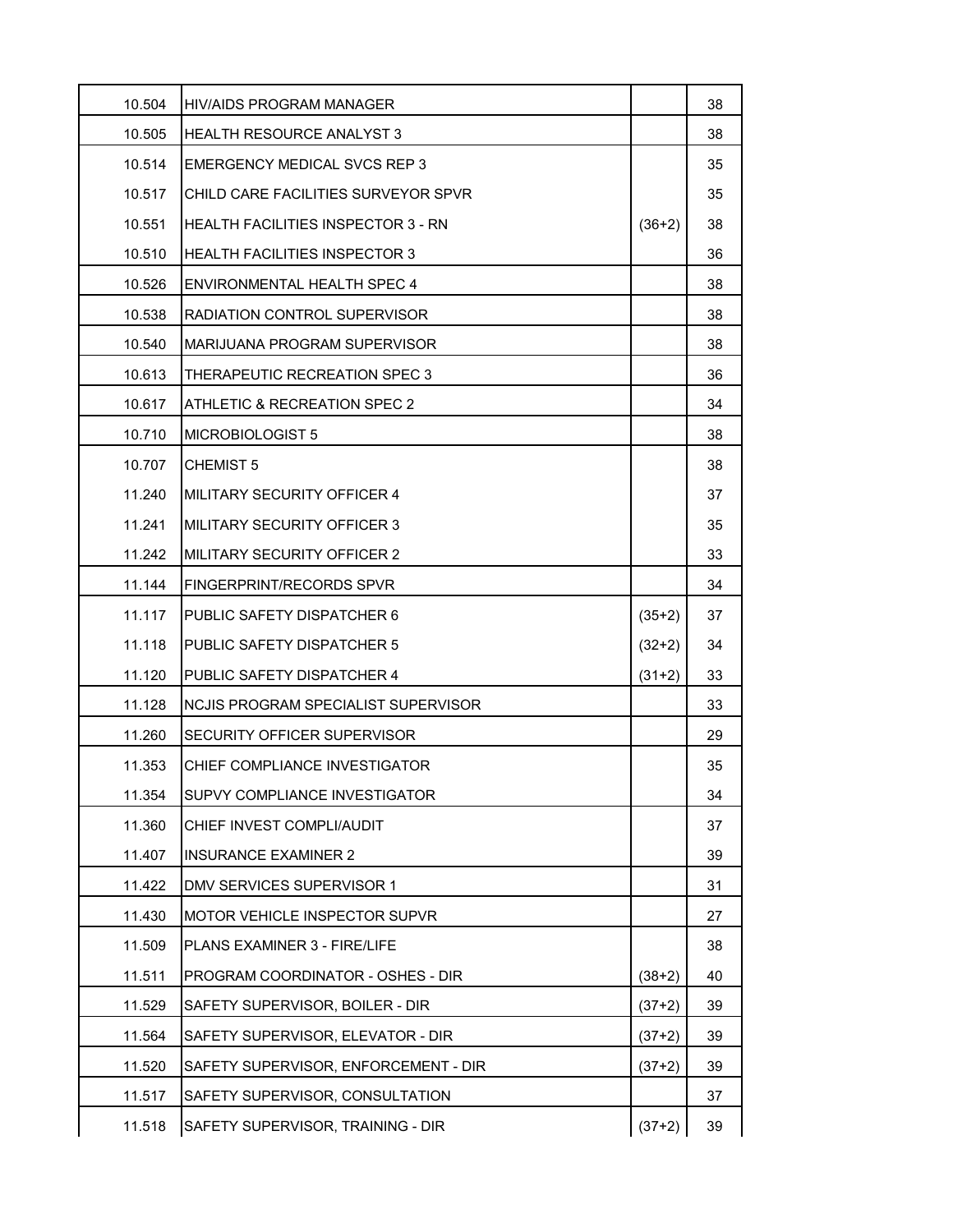| | | | |
|---|---|---|---|
| 10.504 | HIV/AIDS PROGRAM MANAGER | | 38 |
| 10.505 | HEALTH RESOURCE ANALYST 3 | | 38 |
| 10.514 | EMERGENCY MEDICAL SVCS REP 3 | | 35 |
| 10.517 | CHILD CARE FACILITIES SURVEYOR SPVR | | 35 |
| 10.551 | HEALTH FACILITIES INSPECTOR 3 - RN | (36+2) | 38 |
| 10.510 | HEALTH FACILITIES INSPECTOR 3 | | 36 |
| 10.526 | ENVIRONMENTAL HEALTH SPEC 4 | | 38 |
| 10.538 | RADIATION CONTROL SUPERVISOR | | 38 |
| 10.540 | MARIJUANA PROGRAM SUPERVISOR | | 38 |
| 10.613 | THERAPEUTIC RECREATION SPEC 3 | | 36 |
| 10.617 | ATHLETIC & RECREATION SPEC 2 | | 34 |
| 10.710 | MICROBIOLOGIST 5 | | 38 |
| 10.707 | CHEMIST 5 | | 38 |
| 11.240 | MILITARY SECURITY OFFICER 4 | | 37 |
| 11.241 | MILITARY SECURITY OFFICER 3 | | 35 |
| 11.242 | MILITARY SECURITY OFFICER 2 | | 33 |
| 11.144 | FINGERPRINT/RECORDS SPVR | | 34 |
| 11.117 | PUBLIC SAFETY DISPATCHER 6 | (35+2) | 37 |
| 11.118 | PUBLIC SAFETY DISPATCHER 5 | (32+2) | 34 |
| 11.120 | PUBLIC SAFETY DISPATCHER 4 | (31+2) | 33 |
| 11.128 | NCJIS PROGRAM SPECIALIST SUPERVISOR | | 33 |
| 11.260 | SECURITY OFFICER SUPERVISOR | | 29 |
| 11.353 | CHIEF COMPLIANCE INVESTIGATOR | | 35 |
| 11.354 | SUPVY COMPLIANCE INVESTIGATOR | | 34 |
| 11.360 | CHIEF INVEST COMPLI/AUDIT | | 37 |
| 11.407 | INSURANCE EXAMINER 2 | | 39 |
| 11.422 | DMV SERVICES SUPERVISOR 1 | | 31 |
| 11.430 | MOTOR VEHICLE INSPECTOR SUPVR | | 27 |
| 11.509 | PLANS EXAMINER 3 - FIRE/LIFE | | 38 |
| 11.511 | PROGRAM COORDINATOR - OSHES - DIR | (38+2) | 40 |
| 11.529 | SAFETY SUPERVISOR, BOILER - DIR | (37+2) | 39 |
| 11.564 | SAFETY SUPERVISOR, ELEVATOR - DIR | (37+2) | 39 |
| 11.520 | SAFETY SUPERVISOR, ENFORCEMENT - DIR | (37+2) | 39 |
| 11.517 | SAFETY SUPERVISOR, CONSULTATION | | 37 |
| 11.518 | SAFETY SUPERVISOR, TRAINING - DIR | (37+2) | 39 |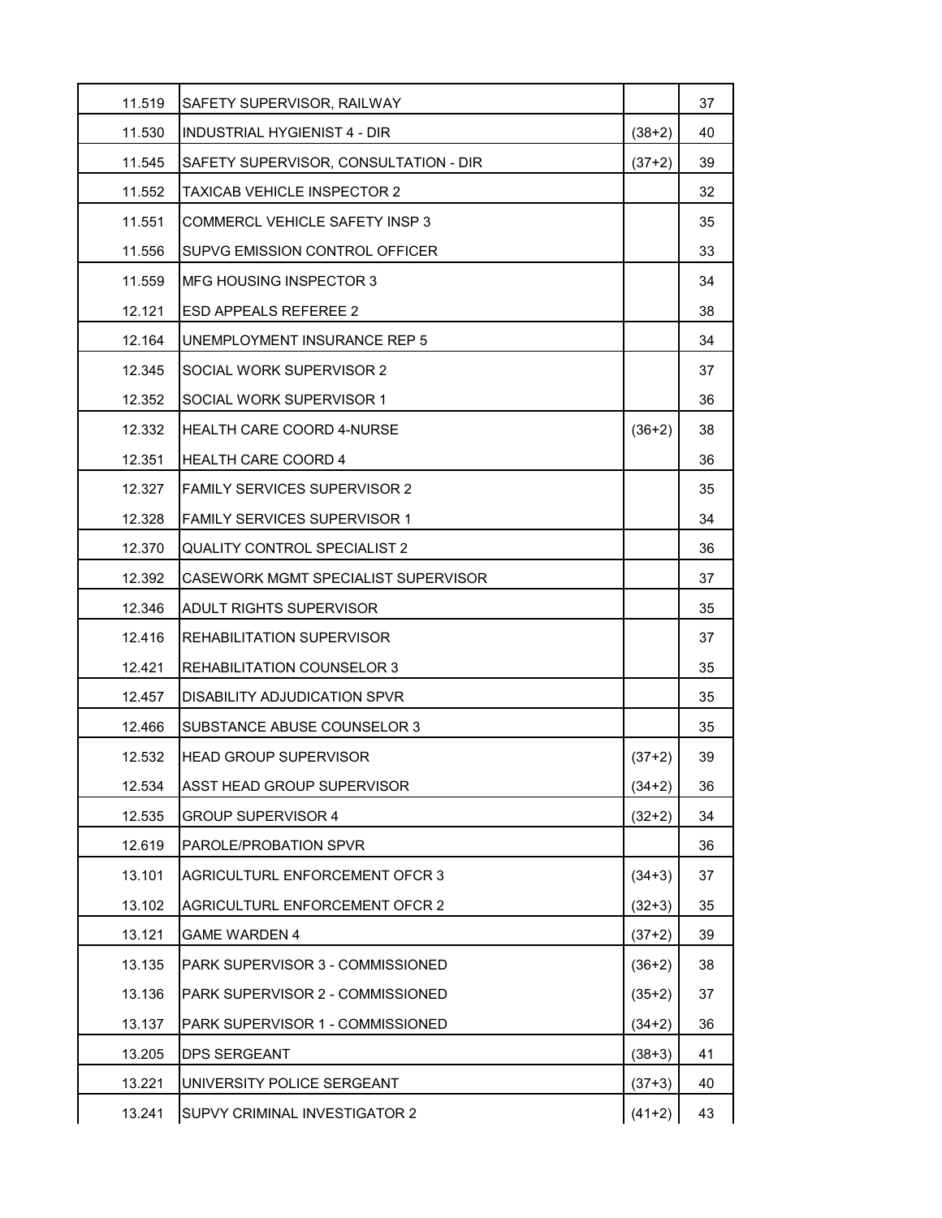| | | | |
|---|---|---|---|
| 11.519 | SAFETY SUPERVISOR, RAILWAY | | 37 |
| 11.530 | INDUSTRIAL HYGIENIST 4 - DIR | (38+2) | 40 |
| 11.545 | SAFETY SUPERVISOR, CONSULTATION - DIR | (37+2) | 39 |
| 11.552 | TAXICAB VEHICLE INSPECTOR 2 | | 32 |
| 11.551 | COMMERCL VEHICLE SAFETY INSP 3 | | 35 |
| 11.556 | SUPVG EMISSION CONTROL OFFICER | | 33 |
| 11.559 | MFG HOUSING INSPECTOR 3 | | 34 |
| 12.121 | ESD APPEALS REFEREE 2 | | 38 |
| 12.164 | UNEMPLOYMENT INSURANCE REP 5 | | 34 |
| 12.345 | SOCIAL WORK SUPERVISOR 2 | | 37 |
| 12.352 | SOCIAL WORK SUPERVISOR 1 | | 36 |
| 12.332 | HEALTH CARE COORD 4-NURSE | (36+2) | 38 |
| 12.351 | HEALTH CARE COORD 4 | | 36 |
| 12.327 | FAMILY SERVICES SUPERVISOR 2 | | 35 |
| 12.328 | FAMILY SERVICES SUPERVISOR 1 | | 34 |
| 12.370 | QUALITY CONTROL SPECIALIST 2 | | 36 |
| 12.392 | CASEWORK MGMT SPECIALIST SUPERVISOR | | 37 |
| 12.346 | ADULT RIGHTS SUPERVISOR | | 35 |
| 12.416 | REHABILITATION SUPERVISOR | | 37 |
| 12.421 | REHABILITATION COUNSELOR 3 | | 35 |
| 12.457 | DISABILITY ADJUDICATION SPVR | | 35 |
| 12.466 | SUBSTANCE ABUSE COUNSELOR 3 | | 35 |
| 12.532 | HEAD GROUP SUPERVISOR | (37+2) | 39 |
| 12.534 | ASST HEAD GROUP SUPERVISOR | (34+2) | 36 |
| 12.535 | GROUP SUPERVISOR 4 | (32+2) | 34 |
| 12.619 | PAROLE/PROBATION SPVR | | 36 |
| 13.101 | AGRICULTURL ENFORCEMENT OFCR 3 | (34+3) | 37 |
| 13.102 | AGRICULTURL ENFORCEMENT OFCR 2 | (32+3) | 35 |
| 13.121 | GAME WARDEN 4 | (37+2) | 39 |
| 13.135 | PARK SUPERVISOR 3 - COMMISSIONED | (36+2) | 38 |
| 13.136 | PARK SUPERVISOR 2 - COMMISSIONED | (35+2) | 37 |
| 13.137 | PARK SUPERVISOR 1 - COMMISSIONED | (34+2) | 36 |
| 13.205 | DPS SERGEANT | (38+3) | 41 |
| 13.221 | UNIVERSITY POLICE SERGEANT | (37+3) | 40 |
| 13.241 | SUPVY CRIMINAL INVESTIGATOR 2 | (41+2) | 43 |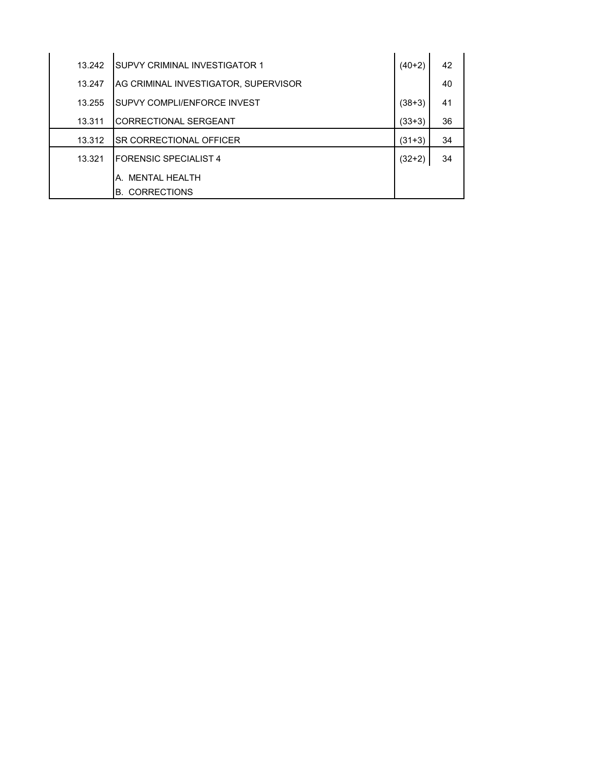| | | | |
|---|---|---|---|
| 13.242 | SUPVY CRIMINAL INVESTIGATOR 1 | (40+2) | 42 |
| 13.247 | AG CRIMINAL INVESTIGATOR, SUPERVISOR | | 40 |
| 13.255 | SUPVY COMPLI/ENFORCE INVEST | (38+3) | 41 |
| 13.311 | CORRECTIONAL SERGEANT | (33+3) | 36 |
| 13.312 | SR CORRECTIONAL OFFICER | (31+3) | 34 |
| 13.321 | FORENSIC SPECIALIST 4 | (32+2) | 34 |
| | A. MENTAL HEALTH | | |
| | B. CORRECTIONS | | |